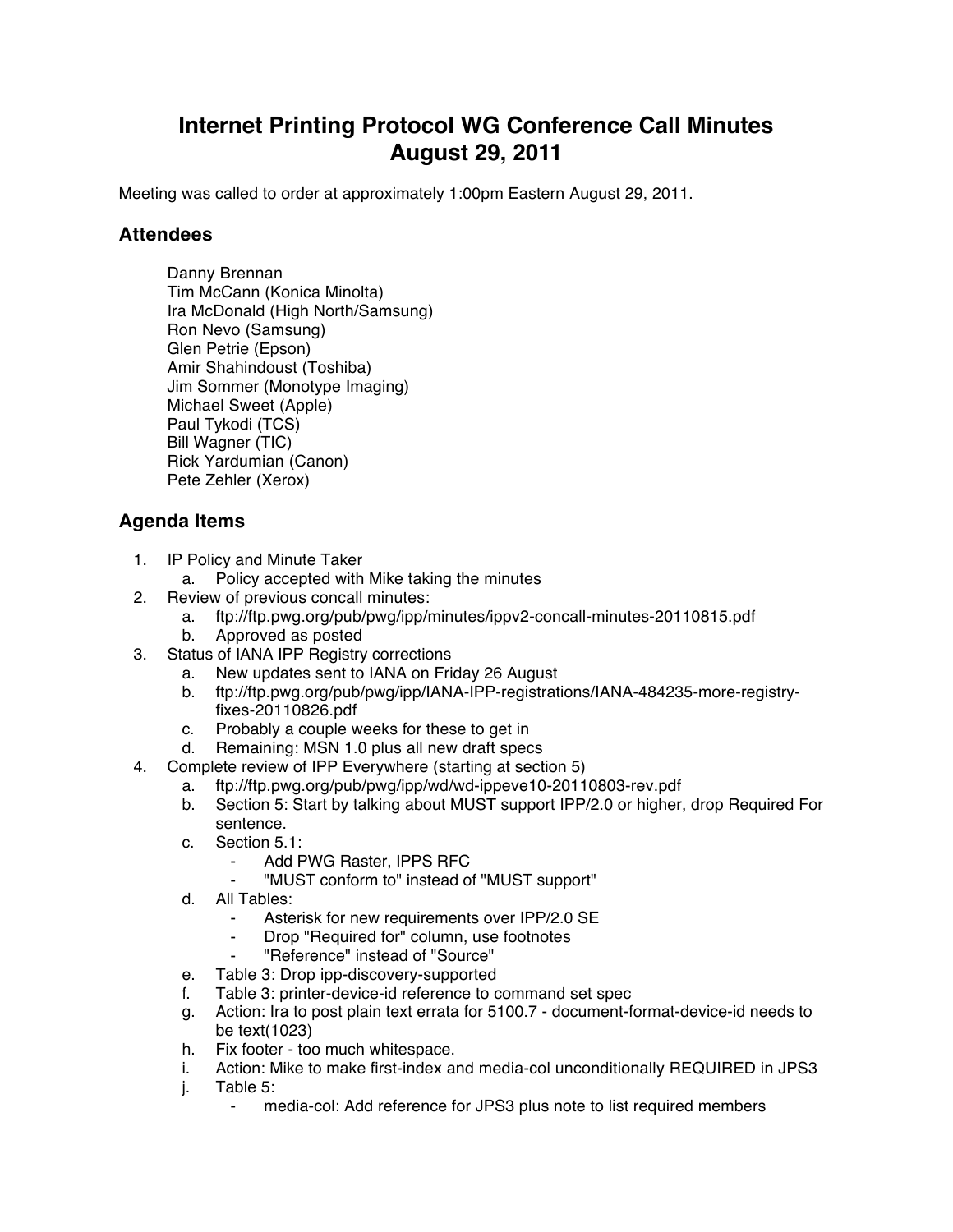# Internet Printing Protocol WG Conference Call Minutes
# August 29, 2011

Meeting was called to order at approximately 1:00pm Eastern August 29, 2011.

## Attendees

Danny Brennan
Tim McCann (Konica Minolta)
Ira McDonald (High North/Samsung)
Ron Nevo (Samsung)
Glen Petrie (Epson)
Amir Shahindoust (Toshiba)
Jim Sommer (Monotype Imaging)
Michael Sweet (Apple)
Paul Tykodi (TCS)
Bill Wagner (TIC)
Rick Yardumian (Canon)
Pete Zehler (Xerox)

## Agenda Items

1. IP Policy and Minute Taker
   a. Policy accepted with Mike taking the minutes
2. Review of previous concall minutes:
   a. ftp://ftp.pwg.org/pub/pwg/ipp/minutes/ippv2-concall-minutes-20110815.pdf
   b. Approved as posted
3. Status of IANA IPP Registry corrections
   a. New updates sent to IANA on Friday 26 August
   b. ftp://ftp.pwg.org/pub/pwg/ipp/IANA-IPP-registrations/IANA-484235-more-registry-fixes-20110826.pdf
   c. Probably a couple weeks for these to get in
   d. Remaining: MSN 1.0 plus all new draft specs
4. Complete review of IPP Everywhere (starting at section 5)
   a. ftp://ftp.pwg.org/pub/pwg/ipp/wd/wd-ippeve10-20110803-rev.pdf
   b. Section 5: Start by talking about MUST support IPP/2.0 or higher, drop Required For sentence.
   c. Section 5.1:
      - Add PWG Raster, IPPS RFC
      - "MUST conform to" instead of "MUST support"
   d. All Tables:
      - Asterisk for new requirements over IPP/2.0 SE
      - Drop "Required for" column, use footnotes
      - "Reference" instead of "Source"
   e. Table 3: Drop ipp-discovery-supported
   f. Table 3: printer-device-id reference to command set spec
   g. Action: Ira to post plain text errata for 5100.7 - document-format-device-id needs to be text(1023)
   h. Fix footer - too much whitespace.
   i. Action: Mike to make first-index and media-col unconditionally REQUIRED in JPS3
   j. Table 5:
      - media-col: Add reference for JPS3 plus note to list required members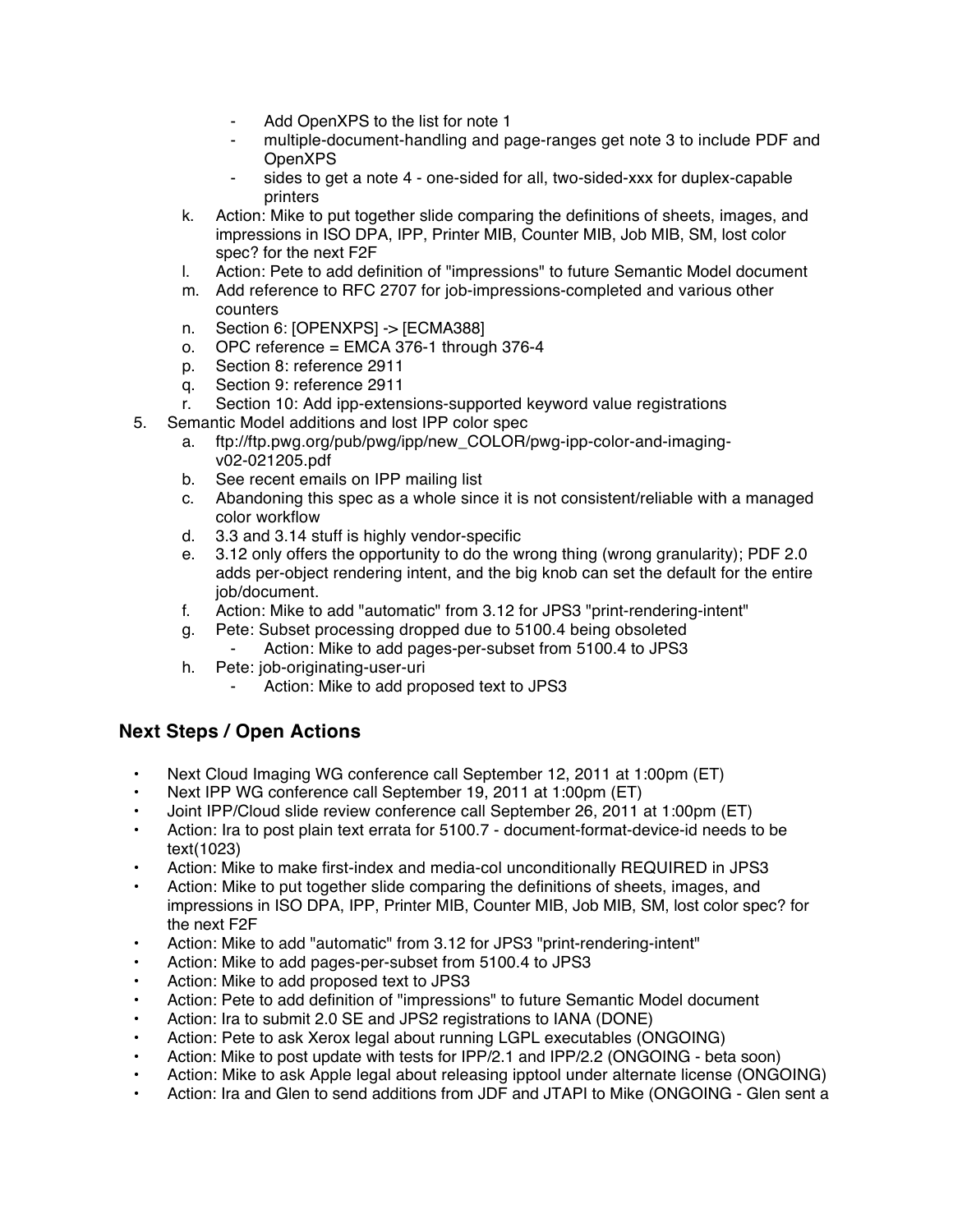- Add OpenXPS to the list for note 1
  - multiple-document-handling and page-ranges get note 3 to include PDF and OpenXPS
  - sides to get a note 4 - one-sided for all, two-sided-xxx for duplex-capable printers

   k. Action: Mike to put together slide comparing the definitions of sheets, images, and impressions in ISO DPA, IPP, Printer MIB, Counter MIB, Job MIB, SM, lost color spec? for the next F2F
   l. Action: Pete to add definition of "impressions" to future Semantic Model document
   m. Add reference to RFC 2707 for job-impressions-completed and various other counters
   n. Section 6: [OPENXPS] -> [ECMA388]
   o. OPC reference = EMCA 376-1 through 376-4
   p. Section 8: reference 2911
   q. Section 9: reference 2911
   r. Section 10: Add ipp-extensions-supported keyword value registrations

5. Semantic Model additions and lost IPP color spec
   a. ftp://ftp.pwg.org/pub/pwg/ipp/new_COLOR/pwg-ipp-color-and-imaging-v02-021205.pdf
   b. See recent emails on IPP mailing list
   c. Abandoning this spec as a whole since it is not consistent/reliable with a managed color workflow
   d. 3.3 and 3.14 stuff is highly vendor-specific
   e. 3.12 only offers the opportunity to do the wrong thing (wrong granularity); PDF 2.0 adds per-object rendering intent, and the big knob can set the default for the entire job/document.
   f. Action: Mike to add "automatic" from 3.12 for JPS3 "print-rendering-intent"
   g. Pete: Subset processing dropped due to 5100.4 being obsoleted
      - Action: Mike to add pages-per-subset from 5100.4 to JPS3
   h. Pete: job-originating-user-uri
      - Action: Mike to add proposed text to JPS3

## Next Steps / Open Actions

- Next Cloud Imaging WG conference call September 12, 2011 at 1:00pm (ET)
- Next IPP WG conference call September 19, 2011 at 1:00pm (ET)
- Joint IPP/Cloud slide review conference call September 26, 2011 at 1:00pm (ET)
- Action: Ira to post plain text errata for 5100.7 - document-format-device-id needs to be text(1023)
- Action: Mike to make first-index and media-col unconditionally REQUIRED in JPS3
- Action: Mike to put together slide comparing the definitions of sheets, images, and impressions in ISO DPA, IPP, Printer MIB, Counter MIB, Job MIB, SM, lost color spec? for the next F2F
- Action: Mike to add "automatic" from 3.12 for JPS3 "print-rendering-intent"
- Action: Mike to add pages-per-subset from 5100.4 to JPS3
- Action: Mike to add proposed text to JPS3
- Action: Pete to add definition of "impressions" to future Semantic Model document
- Action: Ira to submit 2.0 SE and JPS2 registrations to IANA (DONE)
- Action: Pete to ask Xerox legal about running LGPL executables (ONGOING)
- Action: Mike to post update with tests for IPP/2.1 and IPP/2.2 (ONGOING - beta soon)
- Action: Mike to ask Apple legal about releasing ipptool under alternate license (ONGOING)
- Action: Ira and Glen to send additions from JDF and JTAPI to Mike (ONGOING - Glen sent a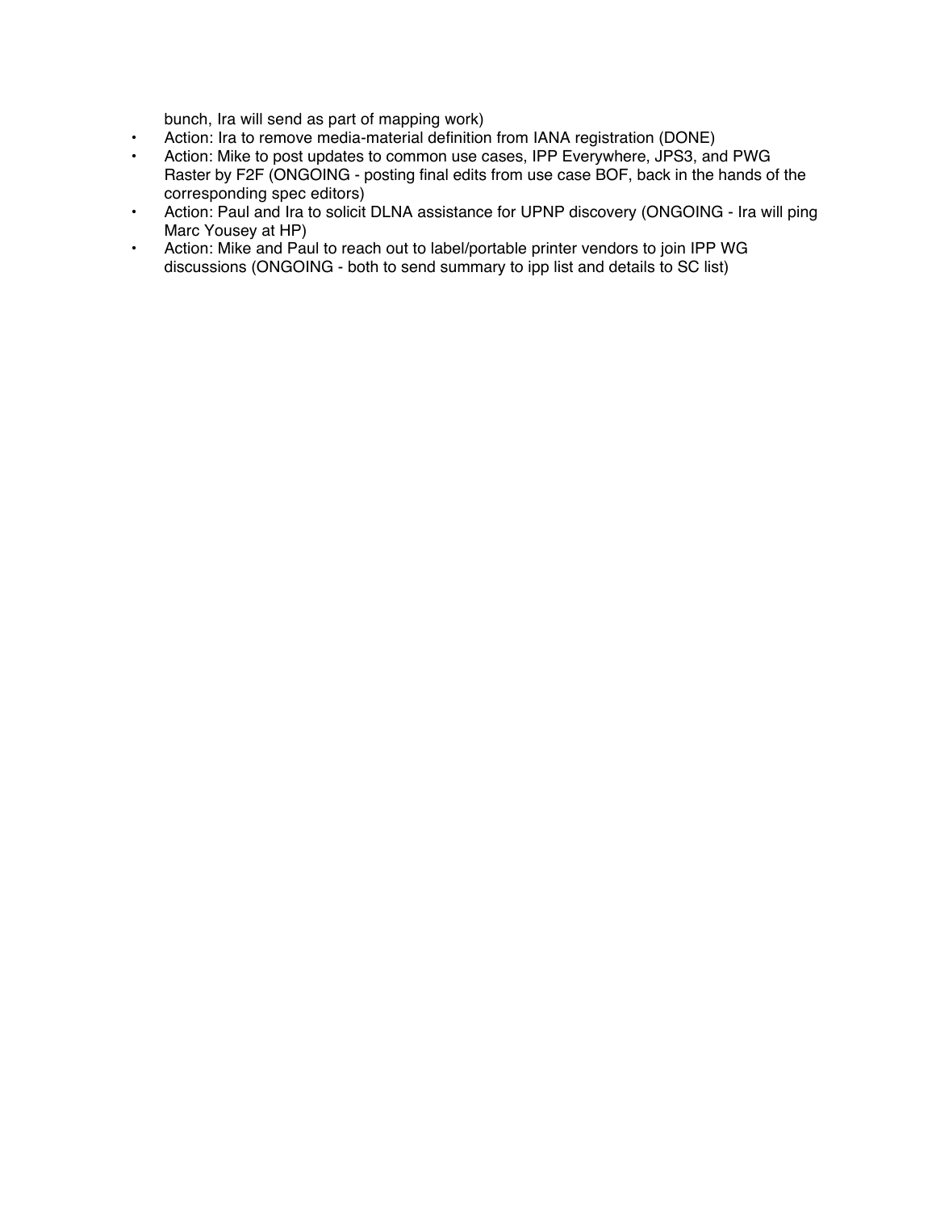bunch, Ira will send as part of mapping work)

- Action: Ira to remove media-material definition from IANA registration (DONE)
- Action: Mike to post updates to common use cases, IPP Everywhere, JPS3, and PWG Raster by F2F (ONGOING - posting final edits from use case BOF, back in the hands of the corresponding spec editors)
- Action: Paul and Ira to solicit DLNA assistance for UPNP discovery (ONGOING - Ira will ping Marc Yousey at HP)
- Action: Mike and Paul to reach out to label/portable printer vendors to join IPP WG discussions (ONGOING - both to send summary to ipp list and details to SC list)